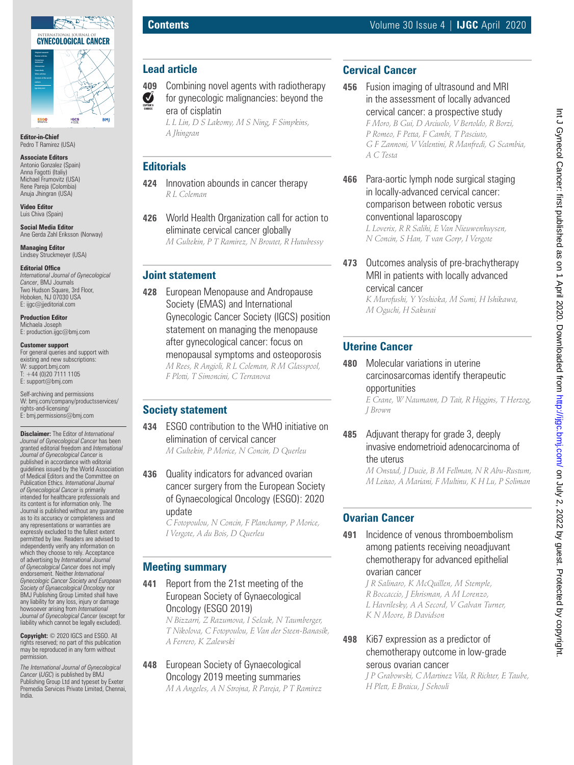# Contents

## Lead article

**409** Combining novel agents with radiotherapy for gynecologic malignancies: beyond the era of cisplatin
*L L Lin, D S Lakomy, M S Ning, F Simpkins, A Jhingran*

## Editorials

**424** Innovation abounds in cancer therapy
*R L Coleman*

**426** World Health Organization call for action to eliminate cervical cancer globally
*M Gultekin, P T Ramirez, N Broutet, R Hutubessy*

## Joint statement

**428** European Menopause and Andropause Society (EMAS) and International Gynecologic Cancer Society (IGCS) position statement on managing the menopause after gynecological cancer: focus on menopausal symptoms and osteoporosis
*M Rees, R Angioli, R L Coleman, R M Glasspool, F Plotti, T Simoncini, C Terranova*

## Society statement

**434** ESGO contribution to the WHO initiative on elimination of cervical cancer
*M Gultekin, P Morice, N Concin, D Querleu*

**436** Quality indicators for advanced ovarian cancer surgery from the European Society of Gynaecological Oncology (ESGO): 2020 update
*C Fotopoulou, N Concin, F Planchamp, P Morice, I Vergote, A du Bois, D Querleu*

## Meeting summary

**441** Report from the 21st meeting of the European Society of Gynaecological Oncology (ESGO 2019)
*N Bizzarri, Z Razumova, I Selcuk, N Taumberger, T Nikolova, C Fotopoulou, E Van der Steen-Banasik, A Ferrero, K Zalewski*

**448** European Society of Gynaecological Oncology 2019 meeting summaries
*M A Angeles, A N Strojna, R Pareja, P T Ramirez*

## Cervical Cancer

**456** Fusion imaging of ultrasound and MRI in the assessment of locally advanced cervical cancer: a prospective study
*F Moro, B Gui, D Arciuolo, V Bertoldo, R Borzi, P Romeo, F Petta, F Cambi, T Pasciuto, G F Zannoni, V Valentini, R Manfredi, G Scambia, A C Testa*

**466** Para-aortic lymph node surgical staging in locally-advanced cervical cancer: comparison between robotic versus conventional laparoscopy
*L Loverix, R R Salihi, E Van Nieuwenhuysen, N Concin, S Han, T van Gorp, I Vergote*

**473** Outcomes analysis of pre-brachytherapy MRI in patients with locally advanced cervical cancer
*K Murofushi, Y Yoshioka, M Sumi, H Ishikawa, M Oguchi, H Sakurai*

## Uterine Cancer

**480** Molecular variations in uterine carcinosarcomas identify therapeutic opportunities
*E Crane, W Naumann, D Tait, R Higgins, T Herzog, J Brown*

**485** Adjuvant therapy for grade 3, deeply invasive endometrioid adenocarcinoma of the uterus
*M Onstad, J Ducie, B M Fellman, N R Abu-Rustum, M Leitao, A Mariani, F Multinu, K H Lu, P Soliman*

## Ovarian Cancer

**491** Incidence of venous thromboembolism among patients receiving neoadjuvant chemotherapy for advanced epithelial ovarian cancer
*J R Salinaro, K McQuillen, M Stemple, R Boccaccio, J Ehrisman, A M Lorenzo, L Havrilesky, A A Secord, V Galvan Turner, K N Moore, B Davidson*

**498** Ki67 expression as a predictor of chemotherapy outcome in low-grade serous ovarian cancer
*J P Grabowski, C Martinez Vila, R Richter, E Taube, H Plett, E Braicu, J Sehouli*

---

**Editor-in-Chief**
Pedro T Ramirez (USA)

**Associate Editors**
Antonio Gonzalez (Spain)
Anna Fagotti (Italiy)
Michael Frumovitz (USA)
Rene Pareja (Colombia)
Anuja Jhingran (USA)

**Video Editor**
Luis Chiva (Spain)

**Social Media Editor**
Ane Gerda Zahl Eriksson (Norway)

**Managing Editor**
Lindsey Struckmeyer (USA)

**Editorial Office**
*International Journal of Gynecological Cancer*, BMJ Journals
Two Hudson Square, 3rd Floor,
Hoboken, NJ 07030 USA
E: ijgc@jjeditorial.com

**Production Editor**
Michaela Joseph
E: production.ijgc@bmj.com

**Customer support**
For general queries and support with existing and new subscriptions:
W: support.bmj.com
T: +44 (0)20 7111 1105
E: support@bmj.com

Self-archiving and permissions
W: bmj.com/company/productsservices/rights-and-licensing/
E: bmj.permissions@bmj.com

**Disclaimer:** The Editor of *International Journal of Gynecological Cancer* has been granted editorial freedom and *International Journal of Gynecological Cancer* is published in accordance with editorial guidelines issued by the World Association of Medical Editors and the Committee on Publication Ethics. *International Journal of Gynecological Cancer* is primarily intended for healthcare professionals and its content is for information only. The Journal is published without any guarantee as to its accuracy or completeness and any representations or warranties are expressly excluded to the fullest extent permitted by law. Readers are advised to independently verify any information on which they choose to rely. Acceptance of advertising by *International Journal of Gynecological Cancer* does not imply endorsement. Neither *International Gynecologic Cancer Society and European Society of Gynaecological Oncology* nor BMJ Publishing Group Limited shall have any liability for any loss, injury or damage howsoever arising from *International Journal of Gynecological Cancer* (except for liability which cannot be legally excluded).

**Copyright:** © 2020 IGCS and ESGO. All rights reserved; no part of this publication may be reproduced in any form without permission.

*The International Journal of Gynecological Cancer* (*IJGC*) is published by BMJ Publishing Group Ltd and typeset by Exeter Premedia Services Private Limited, Chennai, India.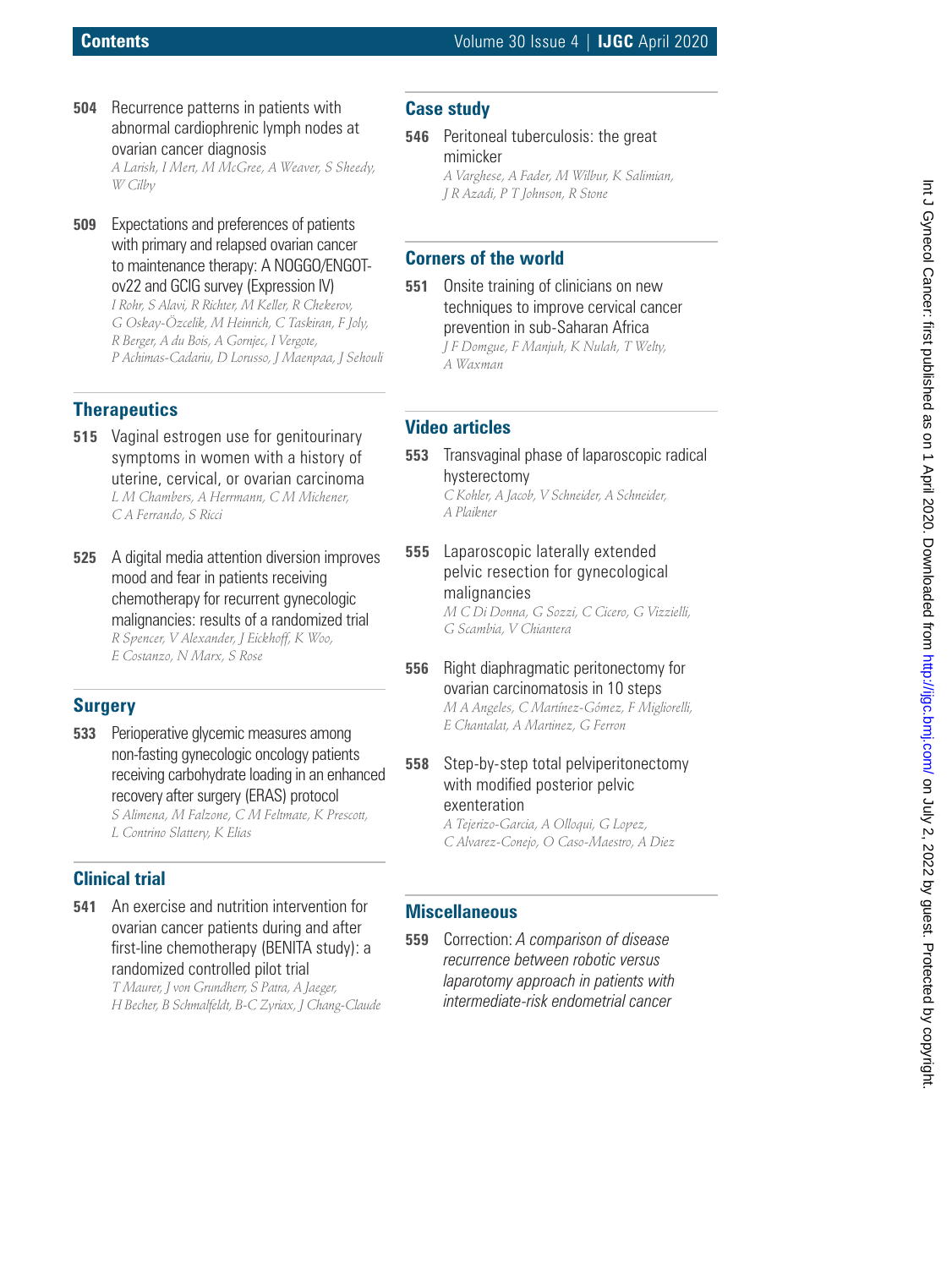504 Recurrence patterns in patients with abnormal cardiophrenic lymph nodes at ovarian cancer diagnosis
*A Larish, I Mert, M McGree, A Weaver, S Sheedy, W Cilby*

509 Expectations and preferences of patients with primary and relapsed ovarian cancer to maintenance therapy: A NOGGO/ENGOT-ov22 and GCIG survey (Expression IV)
*I Rohr, S Alavi, R Richter, M Keller, R Chekerov, G Oskay-Özcelik, M Heinrich, C Taskiran, F Joly, R Berger, A du Bois, A Gornjec, I Vergote, P Achimas-Cadariu, D Lorusso, J Maenpaa, J Sehouli*

## Therapeutics

515 Vaginal estrogen use for genitourinary symptoms in women with a history of uterine, cervical, or ovarian carcinoma
*L M Chambers, A Herrmann, C M Michener, C A Ferrando, S Ricci*

525 A digital media attention diversion improves mood and fear in patients receiving chemotherapy for recurrent gynecologic malignancies: results of a randomized trial
*R Spencer, V Alexander, J Eickhoff, K Woo, E Costanzo, N Marx, S Rose*

## Surgery

533 Perioperative glycemic measures among non-fasting gynecologic oncology patients receiving carbohydrate loading in an enhanced recovery after surgery (ERAS) protocol
*S Alimena, M Falzone, C M Feltmate, K Prescott, L Contrino Slattery, K Elias*

## Clinical trial

541 An exercise and nutrition intervention for ovarian cancer patients during and after first-line chemotherapy (BENITA study): a randomized controlled pilot trial
*T Maurer, J von Grundherr, S Patra, A Jaeger, H Becher, B Schmalfeldt, B-C Zyriax, J Chang-Claude*

## Case study

546 Peritoneal tuberculosis: the great mimicker
*A Varghese, A Fader, M Wilbur, K Salimian, J R Azadi, P T Johnson, R Stone*

## Corners of the world

551 Onsite training of clinicians on new techniques to improve cervical cancer prevention in sub-Saharan Africa
*J F Domgue, F Manjuh, K Nulah, T Welty, A Waxman*

## Video articles

553 Transvaginal phase of laparoscopic radical hysterectomy
*C Kohler, A Jacob, V Schneider, A Schneider, A Plaikner*

555 Laparoscopic laterally extended pelvic resection for gynecological malignancies
*M C Di Donna, G Sozzi, C Cicero, G Vizzielli, G Scambia, V Chiantera*

556 Right diaphragmatic peritonectomy for ovarian carcinomatosis in 10 steps
*M A Angeles, C Martínez-Gómez, F Migliorelli, E Chantalat, A Martinez, G Ferron*

558 Step-by-step total pelviperitonectomy with modified posterior pelvic exenteration
*A Tejerizo-Garcia, A Olloqui, G Lopez, C Alvarez-Conejo, O Caso-Maestro, A Diez*

## Miscellaneous

559 Correction: *A comparison of disease recurrence between robotic versus laparotomy approach in patients with intermediate-risk endometrial cancer*